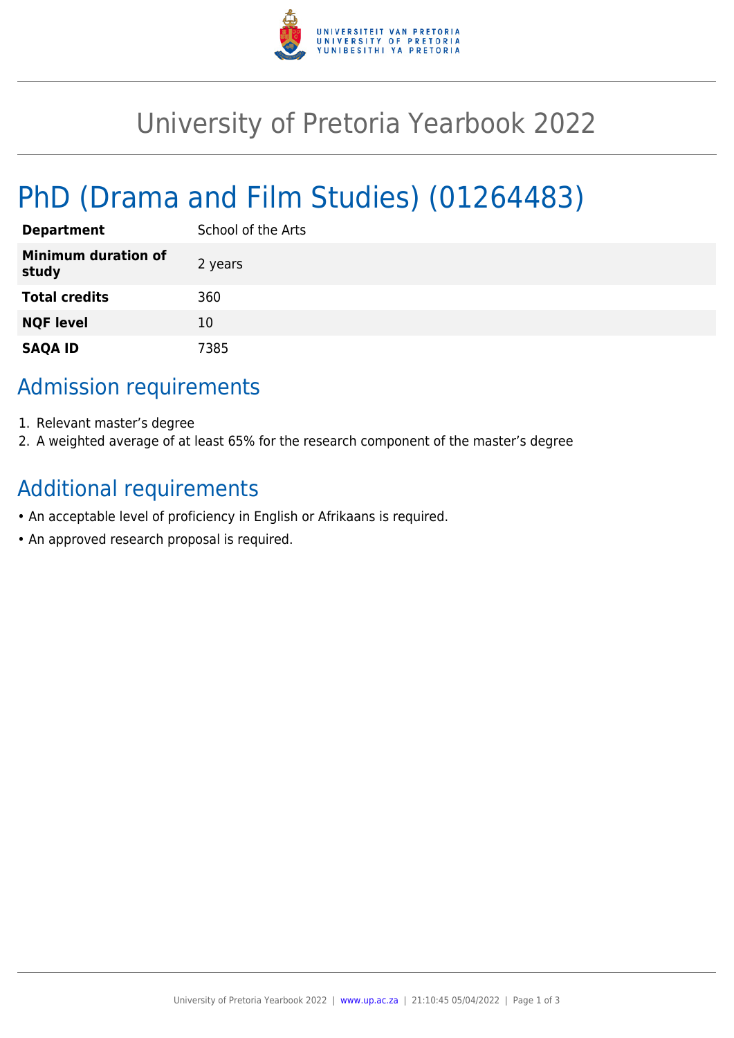# University of Pretoria Yearbook 2022

## PhD (Drama and Film Studies) (01264483)

| | |
|---|---|
| **Department** | School of the Arts |
| **Minimum duration of study** | 2 years |
| **Total credits** | 360 |
| **NQF level** | 10 |
| **SAQA ID** | 7385 |

## Admission requirements

1. Relevant master's degree
2. A weighted average of at least 65% for the research component of the master's degree

## Additional requirements

- An acceptable level of proficiency in English or Afrikaans is required.
- An approved research proposal is required.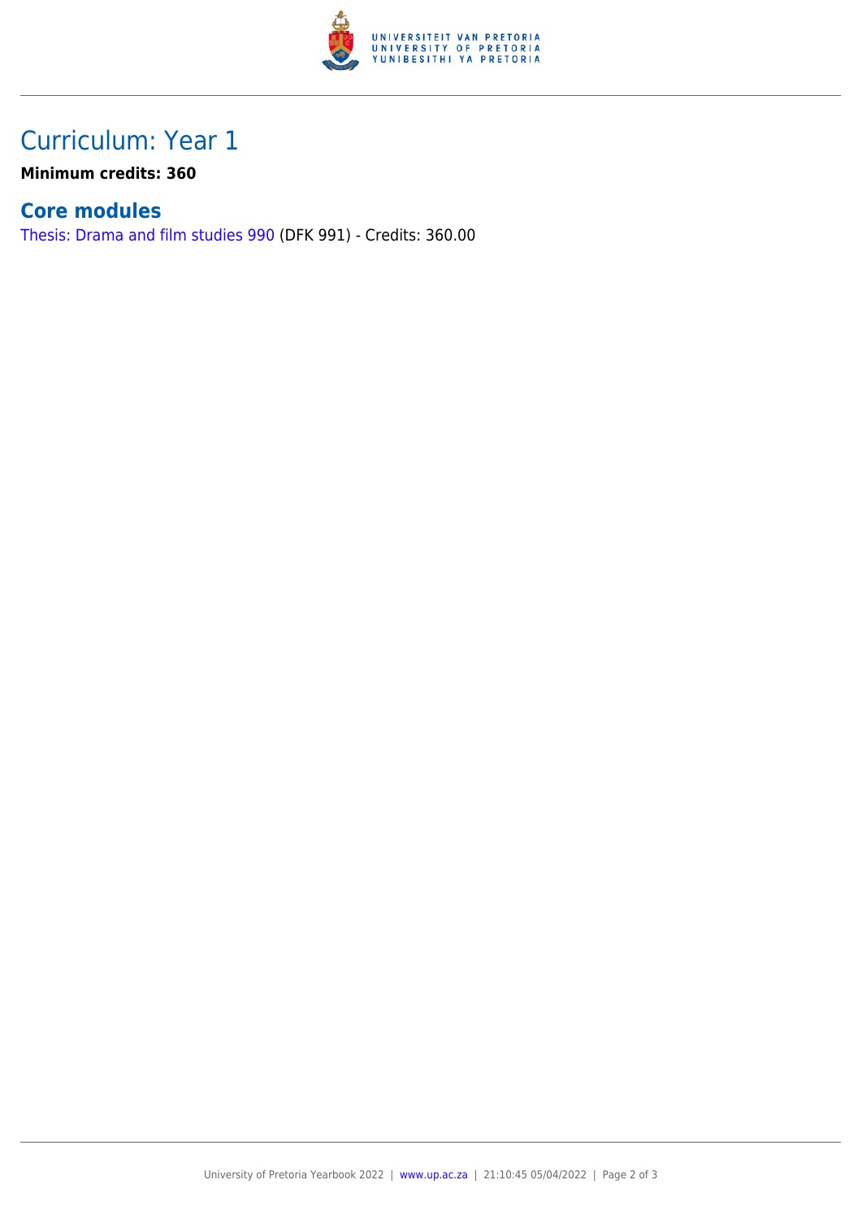# Curriculum: Year 1

**Minimum credits: 360**

## Core modules

Thesis: Drama and film studies 990 (DFK 991) - Credits: 360.00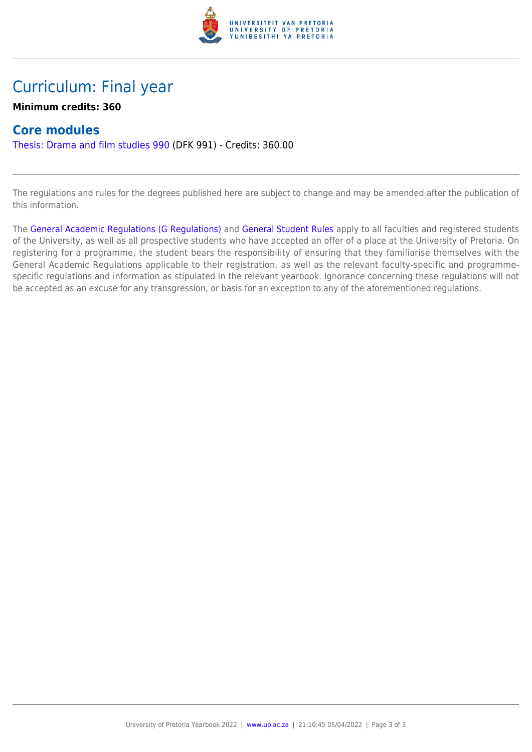# Curriculum: Final year

**Minimum credits: 360**

## Core modules

Thesis: Drama and film studies 990 (DFK 991) - Credits: 360.00

The regulations and rules for the degrees published here are subject to change and may be amended after the publication of this information.

The General Academic Regulations (G Regulations) and General Student Rules apply to all faculties and registered students of the University, as well as all prospective students who have accepted an offer of a place at the University of Pretoria. On registering for a programme, the student bears the responsibility of ensuring that they familiarise themselves with the General Academic Regulations applicable to their registration, as well as the relevant faculty-specific and programme-specific regulations and information as stipulated in the relevant yearbook. Ignorance concerning these regulations will not be accepted as an excuse for any transgression, or basis for an exception to any of the aforementioned regulations.